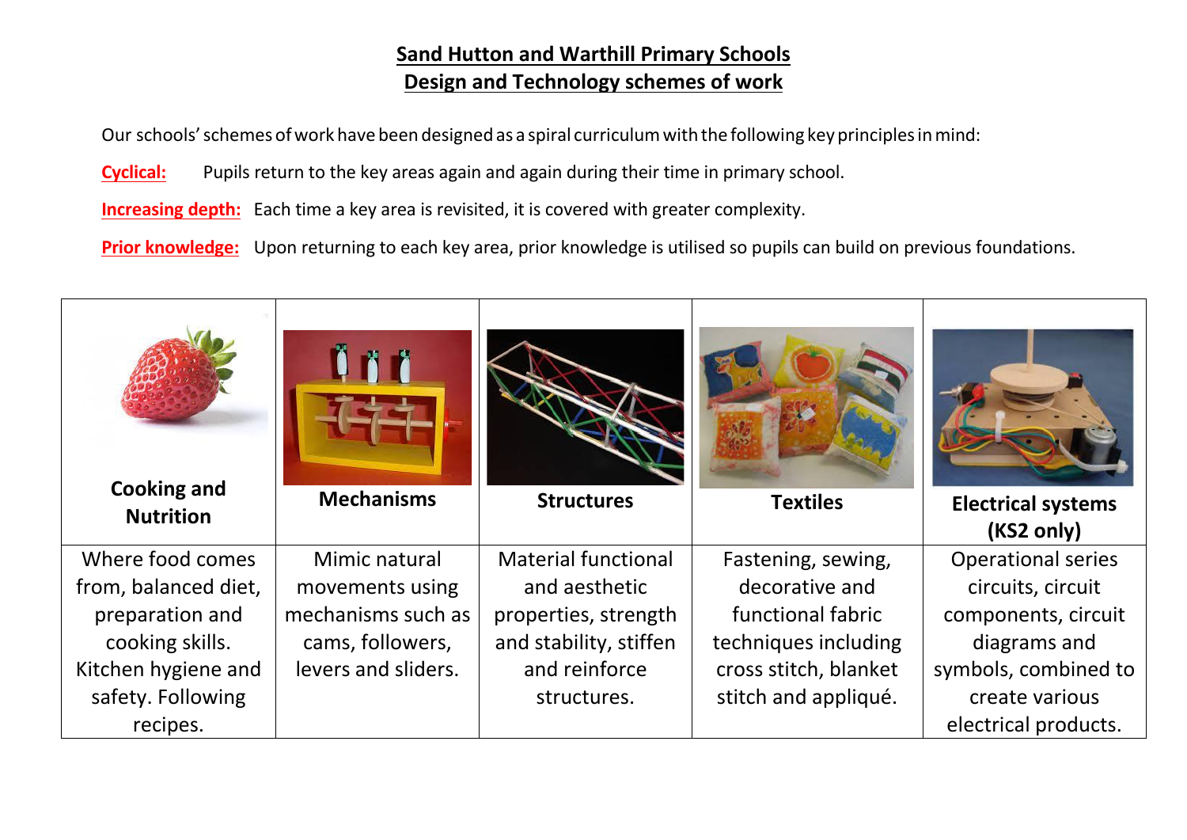# Sand Hutton and Warthill Primary Schools
## Design and Technology schemes of work

Our schools' schemes of work have been designed as a spiral curriculum with the following key principles in mind:

**Cyclical:** Pupils return to the key areas again and again during their time in primary school.

**Increasing depth:** Each time a key area is revisited, it is covered with greater complexity.

**Prior knowledge:** Upon returning to each key area, prior knowledge is utilised so pupils can build on previous foundations.

| Cooking and Nutrition | Mechanisms | Structures | Textiles | Electrical systems (KS2 only) |
|---|---|---|---|---|
| Where food comes from, balanced diet, preparation and cooking skills. Kitchen hygiene and safety. Following recipes. | Mimic natural movements using mechanisms such as cams, followers, levers and sliders. | Material functional and aesthetic properties, strength and stability, stiffen and reinforce structures. | Fastening, sewing, decorative and functional fabric techniques including cross stitch, blanket stitch and appliqué. | Operational series circuits, circuit components, circuit diagrams and symbols, combined to create various electrical products. |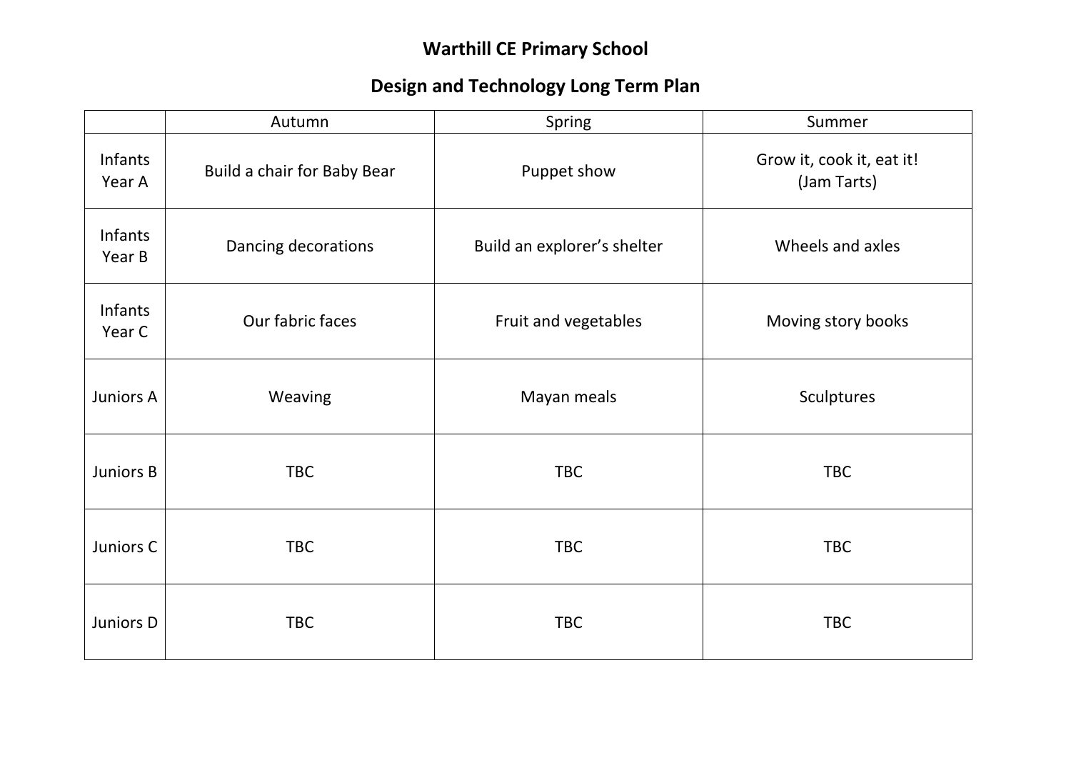# Warthill CE Primary School

## Design and Technology Long Term Plan

| | Autumn | Spring | Summer |
|---|---|---|---|
| Infants Year A | Build a chair for Baby Bear | Puppet show | Grow it, cook it, eat it! (Jam Tarts) |
| Infants Year B | Dancing decorations | Build an explorer's shelter | Wheels and axles |
| Infants Year C | Our fabric faces | Fruit and vegetables | Moving story books |
| Juniors A | Weaving | Mayan meals | Sculptures |
| Juniors B | TBC | TBC | TBC |
| Juniors C | TBC | TBC | TBC |
| Juniors D | TBC | TBC | TBC |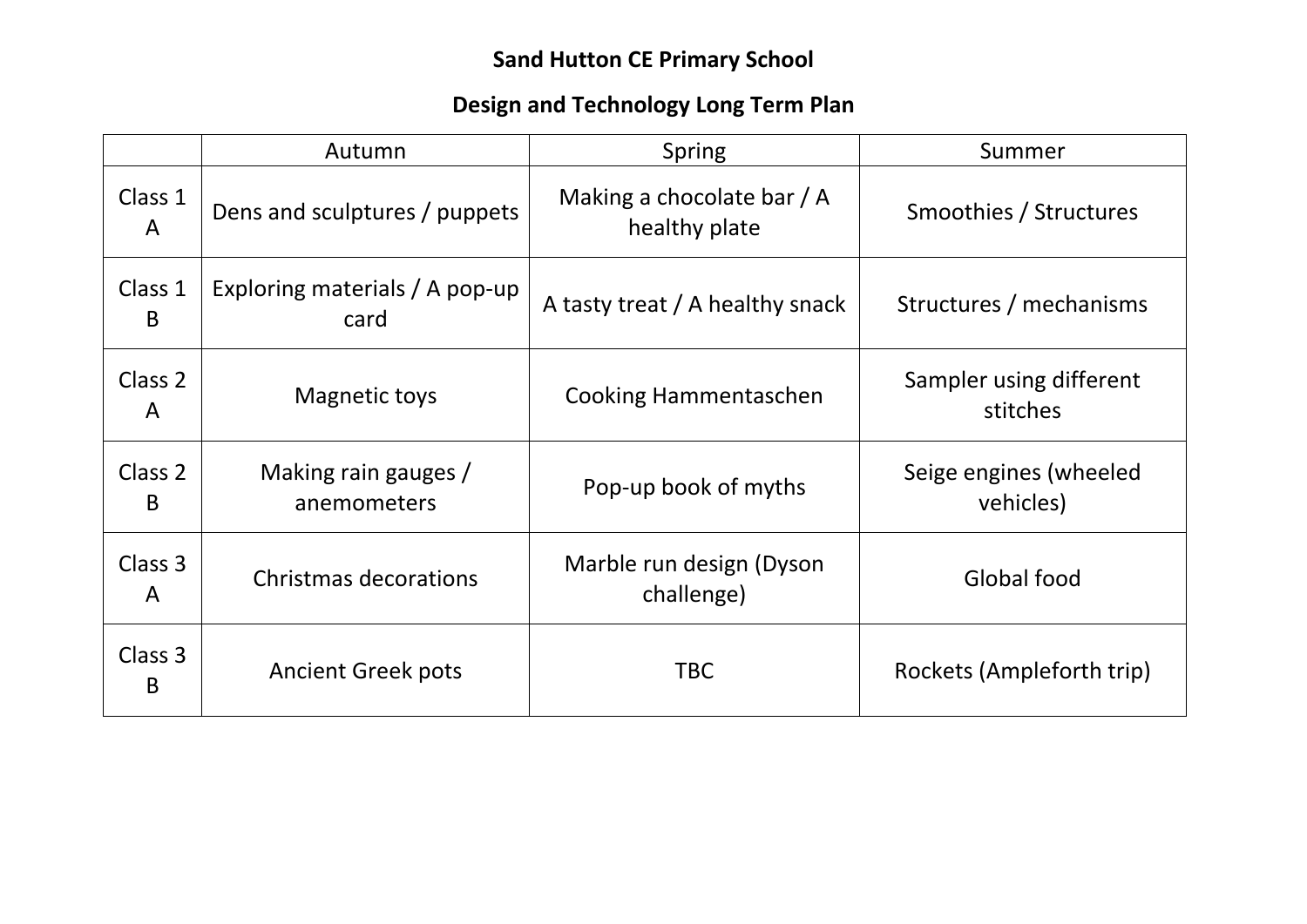**Sand Hutton CE Primary School**

**Design and Technology Long Term Plan**

| | Autumn | Spring | Summer |
|---|---|---|---|
| Class 1 A | Dens and sculptures / puppets | Making a chocolate bar / A healthy plate | Smoothies / Structures |
| Class 1 B | Exploring materials / A pop-up card | A tasty treat / A healthy snack | Structures / mechanisms |
| Class 2 A | Magnetic toys | Cooking Hammentaschen | Sampler using different stitches |
| Class 2 B | Making rain gauges / anemometers | Pop-up book of myths | Seige engines (wheeled vehicles) |
| Class 3 A | Christmas decorations | Marble run design (Dyson challenge) | Global food |
| Class 3 B | Ancient Greek pots | TBC | Rockets (Ampleforth trip) |